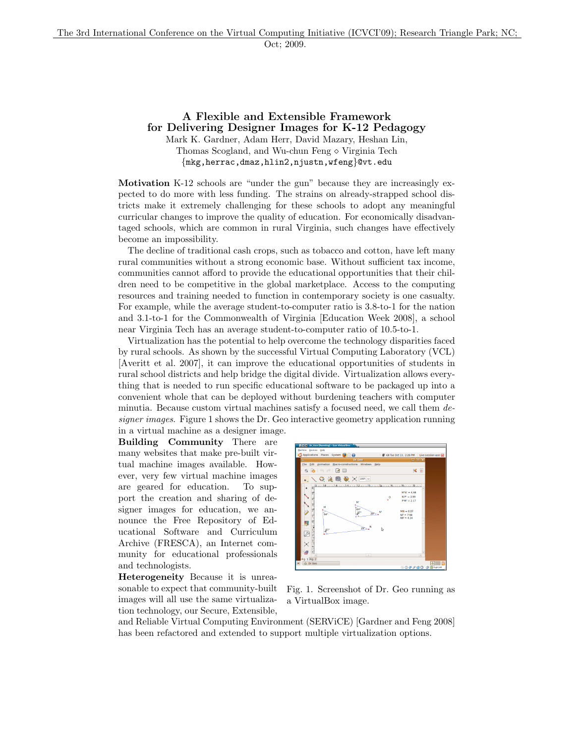# A Flexible and Extensible Framework for Delivering Designer Images for K-12 Pedagogy

Mark K. Gardner, Adam Herr, David Mazary, Heshan Lin, Thomas Scogland, and Wu-chun Feng ⋄ Virginia Tech

{mkg,herrac,dmaz,hlin2,njustn,wfeng}@vt.edu

**Motivation** K-12 schools are "under the gun" because they are increasingly expected to do more with less funding. The strains on already-strapped school districts make it extremely challenging for these schools to adopt any meaningful curricular changes to improve the quality of education. For economically disadvantaged schools, which are common in rural Virginia, such changes have effectively become an impossibility.

The decline of traditional cash crops, such as tobacco and cotton, have left many rural communities without a strong economic base. Without sufficient tax income, communities cannot afford to provide the educational opportunities that their children need to be competitive in the global marketplace. Access to the computing resources and training needed to function in contemporary society is one casualty. For example, while the average student-to-computer ratio is 3.8-to-1 for the nation and 3.1-to-1 for the Commonwealth of Virginia [Education Week 2008], a school near Virginia Tech has an average student-to-computer ratio of 10.5-to-1.

Virtualization has the potential to help overcome the technology disparities faced by rural schools. As shown by the successful Virtual Computing Laboratory (VCL) [Averitt et al. 2007], it can improve the educational opportunities of students in rural school districts and help bridge the digital divide. Virtualization allows everything that is needed to run specific educational software to be packaged up into a convenient whole that can be deployed without burdening teachers with computer minutia. Because custom virtual machines satisfy a focused need, we call them *designer images*. Figure 1 shows the Dr. Geo interactive geometry application running in a virtual machine as a designer image.

**Building Community** There are many websites that make pre-built virtual machine images available. However, very few virtual machine images are geared for education. To support the creation and sharing of designer images for education, we announce the Free Repository of Educational Software and Curriculum Archive (FRESCA), an Internet community for educational professionals and technologists.

Fig. 1. Screenshot of Dr. Geo running as a VirtualBox image.

**Heterogeneity** Because it is unreasonable to expect that community-built images will all use the same virtualization technology, our Secure, Extensible, and Reliable Virtual Computing Environment (SERViCE) [Gardner and Feng 2008] has been refactored and extended to support multiple virtualization options.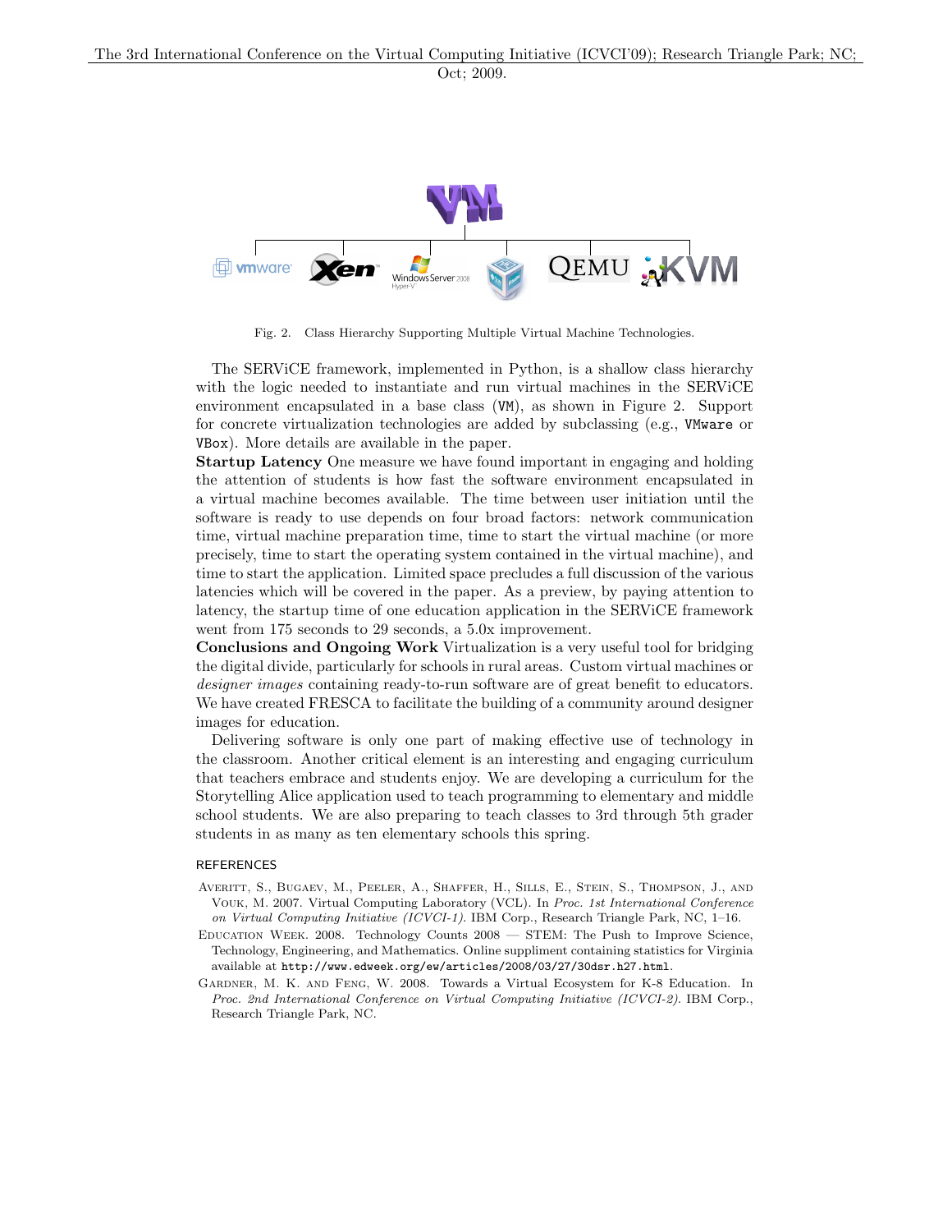VM

vmware  Xen  Windows Server 2008 Hyper-V  QEMU  KVM

Fig. 2. Class Hierarchy Supporting Multiple Virtual Machine Technologies.

The SERViCE framework, implemented in Python, is a shallow class hierarchy with the logic needed to instantiate and run virtual machines in the SERViCE environment encapsulated in a base class (`VM`), as shown in Figure 2. Support for concrete virtualization technologies are added by subclassing (e.g., `VMware` or `VBox`). More details are available in the paper.

**Startup Latency** One measure we have found important in engaging and holding the attention of students is how fast the software environment encapsulated in a virtual machine becomes available. The time between user initiation until the software is ready to use depends on four broad factors: network communication time, virtual machine preparation time, time to start the virtual machine (or more precisely, time to start the operating system contained in the virtual machine), and time to start the application. Limited space precludes a full discussion of the various latencies which will be covered in the paper. As a preview, by paying attention to latency, the startup time of one education application in the SERViCE framework went from 175 seconds to 29 seconds, a 5.0x improvement.

**Conclusions and Ongoing Work** Virtualization is a very useful tool for bridging the digital divide, particularly for schools in rural areas. Custom virtual machines or *designer images* containing ready-to-run software are of great benefit to educators. We have created FRESCA to facilitate the building of a community around designer images for education.

Delivering software is only one part of making effective use of technology in the classroom. Another critical element is an interesting and engaging curriculum that teachers embrace and students enjoy. We are developing a curriculum for the Storytelling Alice application used to teach programming to elementary and middle school students. We are also preparing to teach classes to 3rd through 5th grader students in as many as ten elementary schools this spring.

## REFERENCES

Averitt, S., Bugaev, M., Peeler, A., Shaffer, H., Sills, E., Stein, S., Thompson, J., and Vouk, M. 2007. Virtual Computing Laboratory (VCL). In *Proc. 1st International Conference on Virtual Computing Initiative (ICVCI-1)*. IBM Corp., Research Triangle Park, NC, 1–16.

Education Week. 2008. Technology Counts 2008 — STEM: The Push to Improve Science, Technology, Engineering, and Mathematics. Online suppliment containing statistics for Virginia available at `http://www.edweek.org/ew/articles/2008/03/27/30dsr.h27.html`.

Gardner, M. K. and Feng, W. 2008. Towards a Virtual Ecosystem for K-8 Education. In *Proc. 2nd International Conference on Virtual Computing Initiative (ICVCI-2)*. IBM Corp., Research Triangle Park, NC.